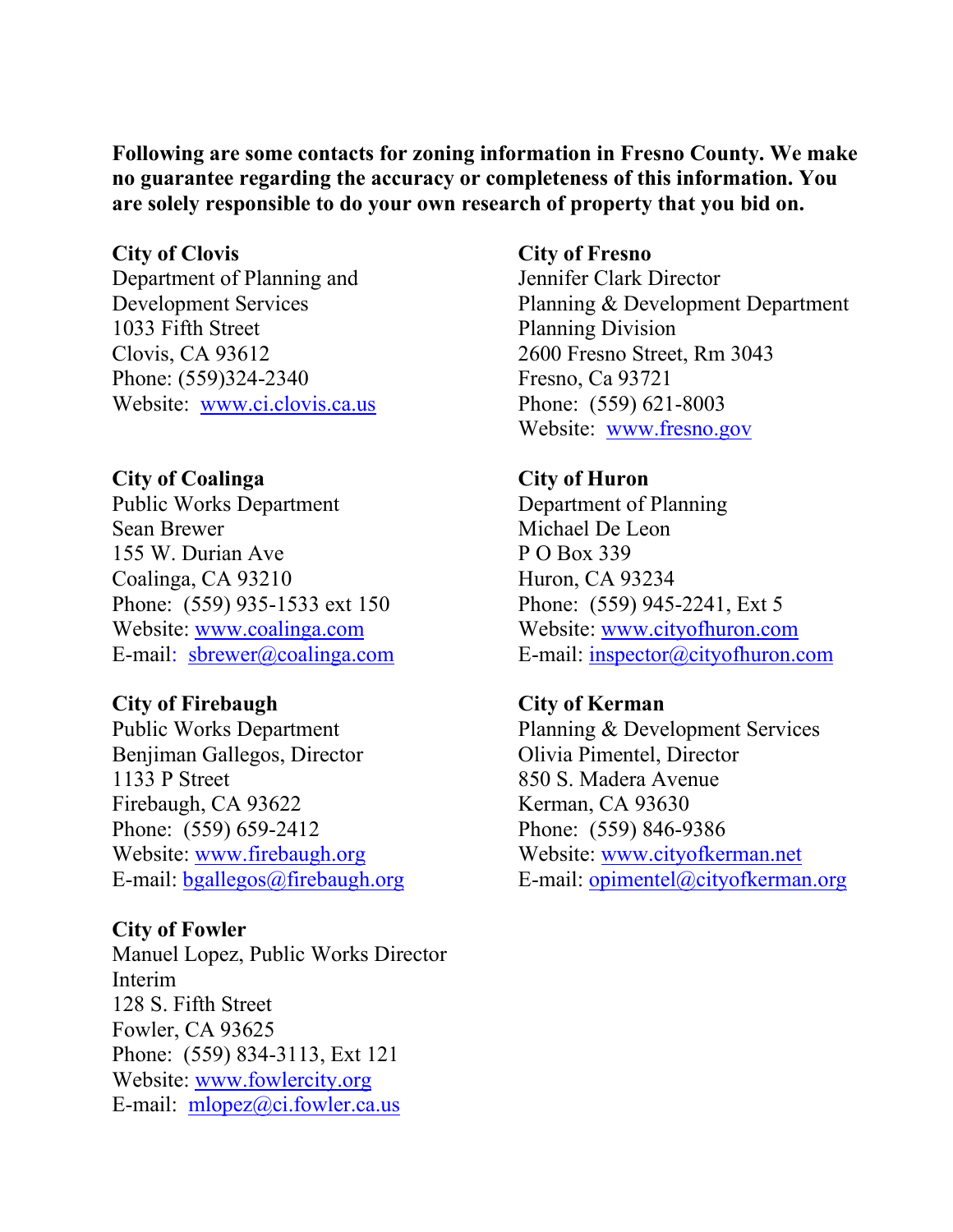**Following are some contacts for zoning information in Fresno County. We make no guarantee regarding the accuracy or completeness of this information. You are solely responsible to do your own research of property that you bid on.**

**City of Clovis**
Department of Planning and Development Services
1033 Fifth Street
Clovis, CA 93612
Phone: (559)324-2340
Website: www.ci.clovis.ca.us

**City of Coalinga**
Public Works Department
Sean Brewer
155 W. Durian Ave
Coalinga, CA 93210
Phone: (559) 935-1533 ext 150
Website: www.coalinga.com
E-mail: sbrewer@coalinga.com

**City of Firebaugh**
Public Works Department
Benjiman Gallegos, Director
1133 P Street
Firebaugh, CA 93622
Phone: (559) 659-2412
Website: www.firebaugh.org
E-mail: bgallegos@firebaugh.org

**City of Fowler**
Manuel Lopez, Public Works Director Interim
128 S. Fifth Street
Fowler, CA 93625
Phone: (559) 834-3113, Ext 121
Website: www.fowlercity.org
E-mail: mlopez@ci.fowler.ca.us

**City of Fresno**
Jennifer Clark Director
Planning & Development Department
Planning Division
2600 Fresno Street, Rm 3043
Fresno, Ca 93721
Phone: (559) 621-8003
Website: www.fresno.gov

**City of Huron**
Department of Planning
Michael De Leon
P O Box 339
Huron, CA 93234
Phone: (559) 945-2241, Ext 5
Website: www.cityofhuron.com
E-mail: inspector@cityofhuron.com

**City of Kerman**
Planning & Development Services
Olivia Pimentel, Director
850 S. Madera Avenue
Kerman, CA 93630
Phone: (559) 846-9386
Website: www.cityofkerman.net
E-mail: opimentel@cityofkerman.org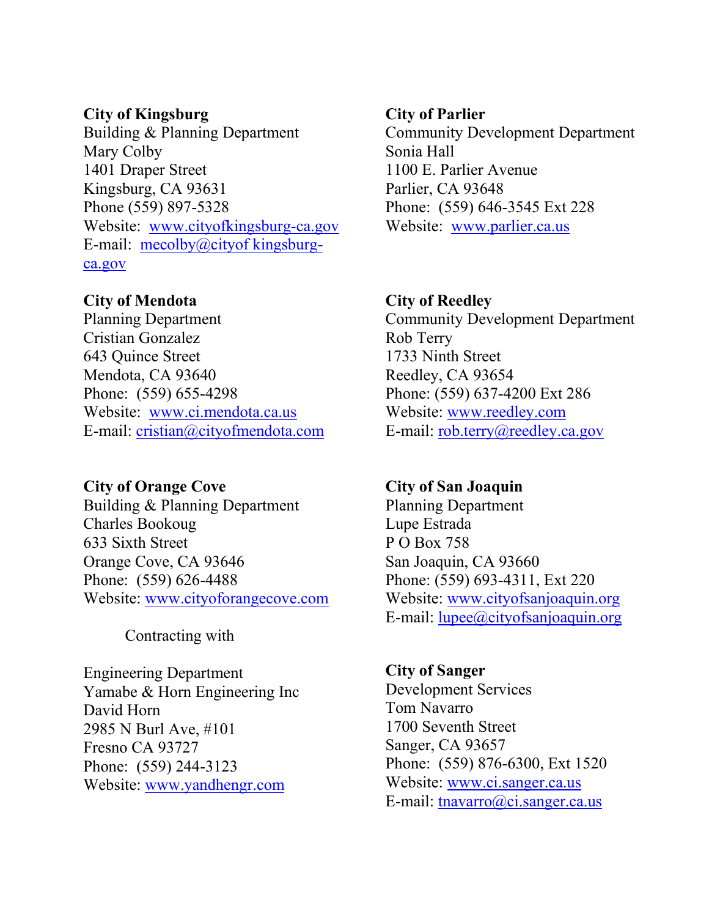**City of Kingsburg**
Building & Planning Department
Mary Colby
1401 Draper Street
Kingsburg, CA 93631
Phone (559) 897-5328
Website: www.cityofkingsburg-ca.gov
E-mail: mecolby@cityof kingsburg-ca.gov

**City of Mendota**
Planning Department
Cristian Gonzalez
643 Quince Street
Mendota, CA 93640
Phone: (559) 655-4298
Website: www.ci.mendota.ca.us
E-mail: cristian@cityofmendota.com

**City of Orange Cove**
Building & Planning Department
Charles Bookoug
633 Sixth Street
Orange Cove, CA 93646
Phone: (559) 626-4488
Website: www.cityoforangecove.com

Contracting with

Engineering Department
Yamabe & Horn Engineering Inc
David Horn
2985 N Burl Ave, #101
Fresno CA 93727
Phone: (559) 244-3123
Website: www.yandhengr.com

**City of Parlier**
Community Development Department
Sonia Hall
1100 E. Parlier Avenue
Parlier, CA 93648
Phone: (559) 646-3545 Ext 228
Website: www.parlier.ca.us

**City of Reedley**
Community Development Department
Rob Terry
1733 Ninth Street
Reedley, CA 93654
Phone: (559) 637-4200 Ext 286
Website: www.reedley.com
E-mail: rob.terry@reedley.ca.gov

**City of San Joaquin**
Planning Department
Lupe Estrada
P O Box 758
San Joaquin, CA 93660
Phone: (559) 693-4311, Ext 220
Website: www.cityofsanjoaquin.org
E-mail: lupee@cityofsanjoaquin.org

**City of Sanger**
Development Services
Tom Navarro
1700 Seventh Street
Sanger, CA 93657
Phone: (559) 876-6300, Ext 1520
Website: www.ci.sanger.ca.us
E-mail: tnavarro@ci.sanger.ca.us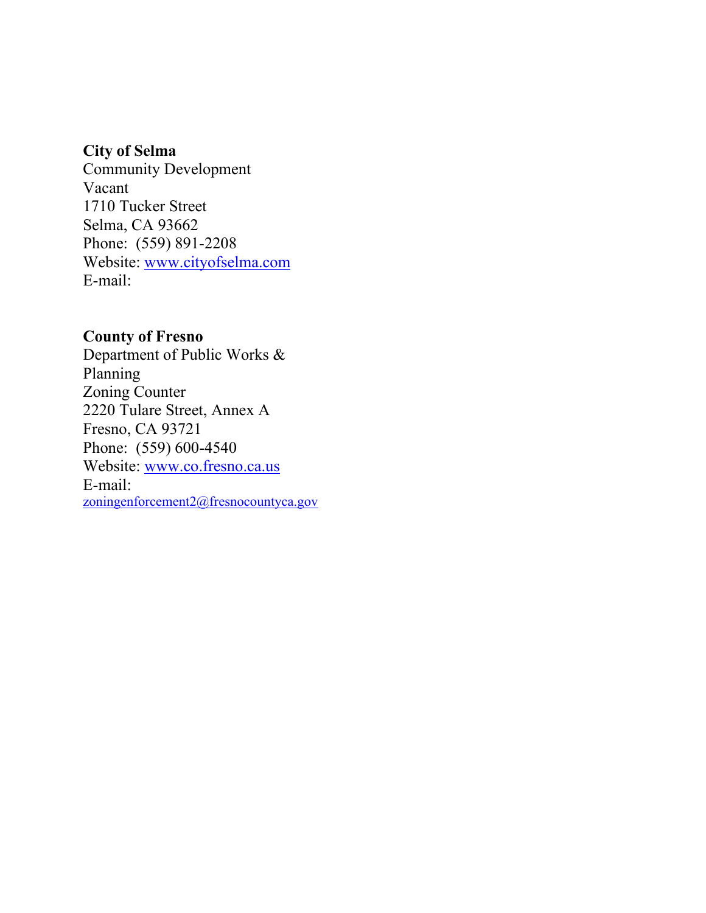**City of Selma**
Community Development
Vacant
1710 Tucker Street
Selma, CA 93662
Phone: (559) 891-2208
Website: www.cityofselma.com
E-mail:

**County of Fresno**
Department of Public Works &
Planning
Zoning Counter
2220 Tulare Street, Annex A
Fresno, CA 93721
Phone: (559) 600-4540
Website: www.co.fresno.ca.us
E-mail:
zoningenforcement2@fresnocountyca.gov